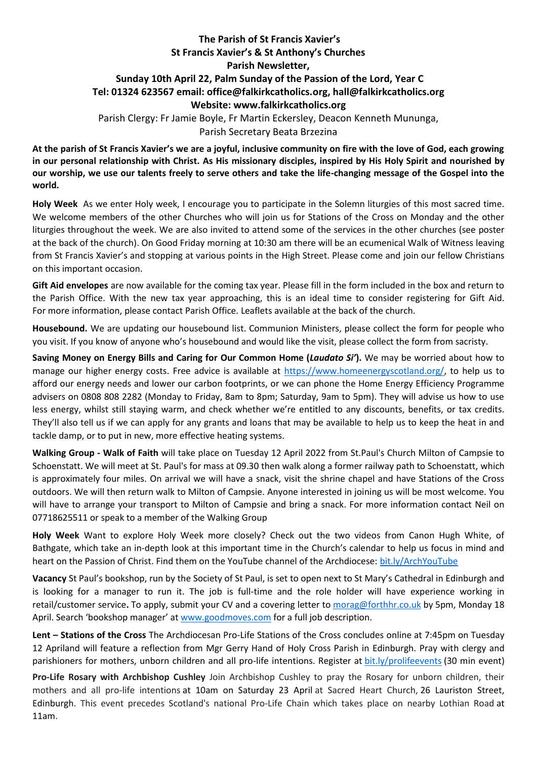**The Parish of St Francis Xavier's**
**St Francis Xavier's & St Anthony's Churches**
**Parish Newsletter,**
**Sunday 10th April 22, Palm Sunday of the Passion of the Lord, Year C**
**Tel: 01324 623567 email: office@falkirkcatholics.org, hall@falkirkcatholics.org**
**Website: www.falkirkcatholics.org**

Parish Clergy: Fr Jamie Boyle, Fr Martin Eckersley, Deacon Kenneth Mununga,
Parish Secretary Beata Brzezina

**At the parish of St Francis Xavier's we are a joyful, inclusive community on fire with the love of God, each growing in our personal relationship with Christ. As His missionary disciples, inspired by His Holy Spirit and nourished by our worship, we use our talents freely to serve others and take the life-changing message of the Gospel into the world.**

**Holy Week** As we enter Holy week, I encourage you to participate in the Solemn liturgies of this most sacred time. We welcome members of the other Churches who will join us for Stations of the Cross on Monday and the other liturgies throughout the week. We are also invited to attend some of the services in the other churches (see poster at the back of the church). On Good Friday morning at 10:30 am there will be an ecumenical Walk of Witness leaving from St Francis Xavier's and stopping at various points in the High Street. Please come and join our fellow Christians on this important occasion.

**Gift Aid envelopes** are now available for the coming tax year. Please fill in the form included in the box and return to the Parish Office. With the new tax year approaching, this is an ideal time to consider registering for Gift Aid. For more information, please contact Parish Office. Leaflets available at the back of the church.

**Housebound.** We are updating our housebound list. Communion Ministers, please collect the form for people who you visit. If you know of anyone who's housebound and would like the visit, please collect the form from sacristy.

**Saving Money on Energy Bills and Caring for Our Common Home (*Laudato Si'*).** We may be worried about how to manage our higher energy costs. Free advice is available at https://www.homeenergyscotland.org/, to help us to afford our energy needs and lower our carbon footprints, or we can phone the Home Energy Efficiency Programme advisers on 0808 808 2282 (Monday to Friday, 8am to 8pm; Saturday, 9am to 5pm). They will advise us how to use less energy, whilst still staying warm, and check whether we're entitled to any discounts, benefits, or tax credits. They'll also tell us if we can apply for any grants and loans that may be available to help us to keep the heat in and tackle damp, or to put in new, more effective heating systems.

**Walking Group - Walk of Faith** will take place on Tuesday 12 April 2022 from St.Paul's Church Milton of Campsie to Schoenstatt. We will meet at St. Paul's for mass at 09.30 then walk along a former railway path to Schoenstatt, which is approximately four miles. On arrival we will have a snack, visit the shrine chapel and have Stations of the Cross outdoors. We will then return walk to Milton of Campsie. Anyone interested in joining us will be most welcome. You will have to arrange your transport to Milton of Campsie and bring a snack. For more information contact Neil on 07718625511 or speak to a member of the Walking Group

**Holy Week** Want to explore Holy Week more closely? Check out the two videos from Canon Hugh White, of Bathgate, which take an in-depth look at this important time in the Church's calendar to help us focus in mind and heart on the Passion of Christ. Find them on the YouTube channel of the Archdiocese: bit.ly/ArchYouTube

**Vacancy** St Paul's bookshop, run by the Society of St Paul, is set to open next to St Mary's Cathedral in Edinburgh and is looking for a manager to run it. The job is full-time and the role holder will have experience working in retail/customer service**.** To apply, submit your CV and a covering letter to morag@forthhr.co.uk by 5pm, Monday 18 April. Search 'bookshop manager' at www.goodmoves.com for a full job description.

**Lent – Stations of the Cross** The Archdiocesan Pro-Life Stations of the Cross concludes online at 7:45pm on Tuesday 12 Apriland will feature a reflection from Mgr Gerry Hand of Holy Cross Parish in Edinburgh. Pray with clergy and parishioners for mothers, unborn children and all pro-life intentions. Register at bit.ly/prolifeevents (30 min event)

**Pro-Life Rosary with Archbishop Cushley** Join Archbishop Cushley to pray the Rosary for unborn children, their mothers and all pro-life intentions at 10am on Saturday 23 April at Sacred Heart Church, 26 Lauriston Street, Edinburgh. This event precedes Scotland's national Pro-Life Chain which takes place on nearby Lothian Road at 11am.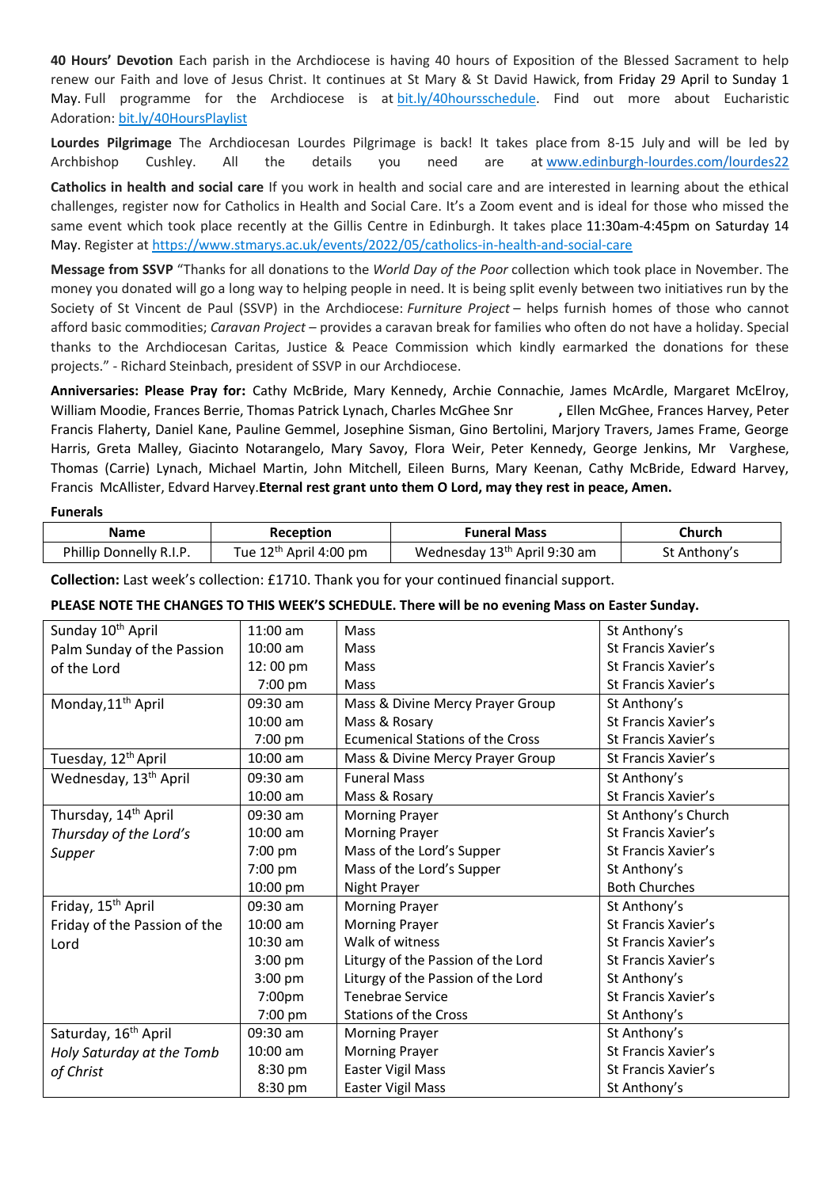**40 Hours' Devotion** Each parish in the Archdiocese is having 40 hours of Exposition of the Blessed Sacrament to help renew our Faith and love of Jesus Christ. It continues at St Mary & St David Hawick, from Friday 29 April to Sunday 1 May. Full programme for the Archdiocese is at bit.ly/40hoursschedule. Find out more about Eucharistic Adoration: bit.ly/40HoursPlaylist

**Lourdes Pilgrimage** The Archdiocesan Lourdes Pilgrimage is back! It takes place from 8-15 July and will be led by Archbishop Cushley. All the details you need are at www.edinburgh-lourdes.com/lourdes22

**Catholics in health and social care** If you work in health and social care and are interested in learning about the ethical challenges, register now for Catholics in Health and Social Care. It's a Zoom event and is ideal for those who missed the same event which took place recently at the Gillis Centre in Edinburgh. It takes place 11:30am-4:45pm on Saturday 14 May. Register at https://www.stmarys.ac.uk/events/2022/05/catholics-in-health-and-social-care

**Message from SSVP** "Thanks for all donations to the *World Day of the Poor* collection which took place in November. The money you donated will go a long way to helping people in need. It is being split evenly between two initiatives run by the Society of St Vincent de Paul (SSVP) in the Archdiocese: *Furniture Project* – helps furnish homes of those who cannot afford basic commodities; *Caravan Project* – provides a caravan break for families who often do not have a holiday. Special thanks to the Archdiocesan Caritas, Justice & Peace Commission which kindly earmarked the donations for these projects." - Richard Steinbach, president of SSVP in our Archdiocese.

**Anniversaries: Please Pray for:** Cathy McBride, Mary Kennedy, Archie Connachie, James McArdle, Margaret McElroy, William Moodie, Frances Berrie, Thomas Patrick Lynach, Charles McGhee Snr **,** Ellen McGhee, Frances Harvey, Peter Francis Flaherty, Daniel Kane, Pauline Gemmel, Josephine Sisman, Gino Bertolini, Marjory Travers, James Frame, George Harris, Greta Malley, Giacinto Notarangelo, Mary Savoy, Flora Weir, Peter Kennedy, George Jenkins, Mr Varghese, Thomas (Carrie) Lynach, Michael Martin, John Mitchell, Eileen Burns, Mary Keenan, Cathy McBride, Edward Harvey, Francis McAllister, Edvard Harvey.**Eternal rest grant unto them O Lord, may they rest in peace, Amen.**

**Funerals**

| Name | Reception | Funeral Mass | Church |
|---|---|---|---|
| Phillip Donnelly R.I.P. | Tue 12th April 4:00 pm | Wednesday 13th April 9:30 am | St Anthony's |

**Collection:** Last week's collection: £1710. Thank you for your continued financial support.

**PLEASE NOTE THE CHANGES TO THIS WEEK'S SCHEDULE. There will be no evening Mass on Easter Sunday.**

| | | | |
|---|---|---|---|
| Sunday 10th April<br>Palm Sunday of the Passion of the Lord | 11:00 am<br>10:00 am<br>12: 00 pm<br>7:00 pm | Mass<br>Mass<br>Mass<br>Mass | St Anthony's<br>St Francis Xavier's<br>St Francis Xavier's<br>St Francis Xavier's |
| Monday,11th April | 09:30 am<br>10:00 am<br>7:00 pm | Mass & Divine Mercy Prayer Group<br>Mass & Rosary<br>Ecumenical Stations of the Cross | St Anthony's<br>St Francis Xavier's<br>St Francis Xavier's |
| Tuesday, 12th April | 10:00 am | Mass & Divine Mercy Prayer Group | St Francis Xavier's |
| Wednesday, 13th April | 09:30 am<br>10:00 am | Funeral Mass<br>Mass & Rosary | St Anthony's<br>St Francis Xavier's |
| Thursday, 14th April<br>*Thursday of the Lord's Supper* | 09:30 am<br>10:00 am<br>7:00 pm<br>7:00 pm<br>10:00 pm | Morning Prayer<br>Morning Prayer<br>Mass of the Lord's Supper<br>Mass of the Lord's Supper<br>Night Prayer | St Anthony's Church<br>St Francis Xavier's<br>St Francis Xavier's<br>St Anthony's<br>Both Churches |
| Friday, 15th April<br>Friday of the Passion of the Lord | 09:30 am<br>10:00 am<br>10:30 am<br>3:00 pm<br>3:00 pm<br>7:00pm<br>7:00 pm | Morning Prayer<br>Morning Prayer<br>Walk of witness<br>Liturgy of the Passion of the Lord<br>Liturgy of the Passion of the Lord<br>Tenebrae Service<br>Stations of the Cross | St Anthony's<br>St Francis Xavier's<br>St Francis Xavier's<br>St Francis Xavier's<br>St Anthony's<br>St Francis Xavier's<br>St Anthony's |
| Saturday, 16th April<br>*Holy Saturday at the Tomb of Christ* | 09:30 am<br>10:00 am<br>8:30 pm<br>8:30 pm | Morning Prayer<br>Morning Prayer<br>Easter Vigil Mass<br>Easter Vigil Mass | St Anthony's<br>St Francis Xavier's<br>St Francis Xavier's<br>St Anthony's |